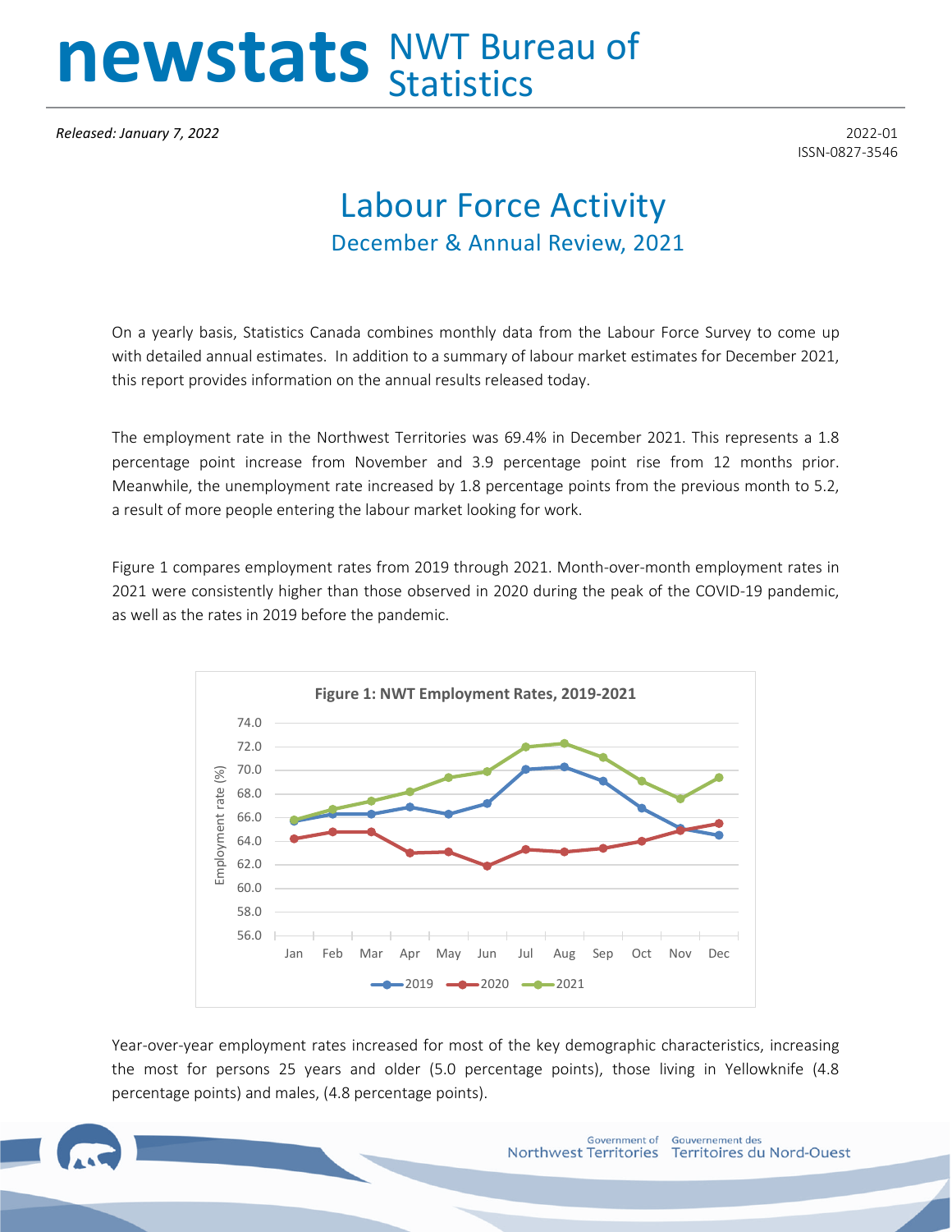# newstats NWT Bureau of Statistics

*Released: January 7, 2022*

2022-01
ISSN-0827-3546

# Labour Force Activity

## December & Annual Review, 2021

On a yearly basis, Statistics Canada combines monthly data from the Labour Force Survey to come up with detailed annual estimates. In addition to a summary of labour market estimates for December 2021, this report provides information on the annual results released today.

The employment rate in the Northwest Territories was 69.4% in December 2021. This represents a 1.8 percentage point increase from November and 3.9 percentage point rise from 12 months prior. Meanwhile, the unemployment rate increased by 1.8 percentage points from the previous month to 5.2, a result of more people entering the labour market looking for work.

Figure 1 compares employment rates from 2019 through 2021. Month-over-month employment rates in 2021 were consistently higher than those observed in 2020 during the peak of the COVID-19 pandemic, as well as the rates in 2019 before the pandemic.

**Figure 1: NWT Employment Rates, 2019-2021**

Year-over-year employment rates increased for most of the key demographic characteristics, increasing the most for persons 25 years and older (5.0 percentage points), those living in Yellowknife (4.8 percentage points) and males, (4.8 percentage points).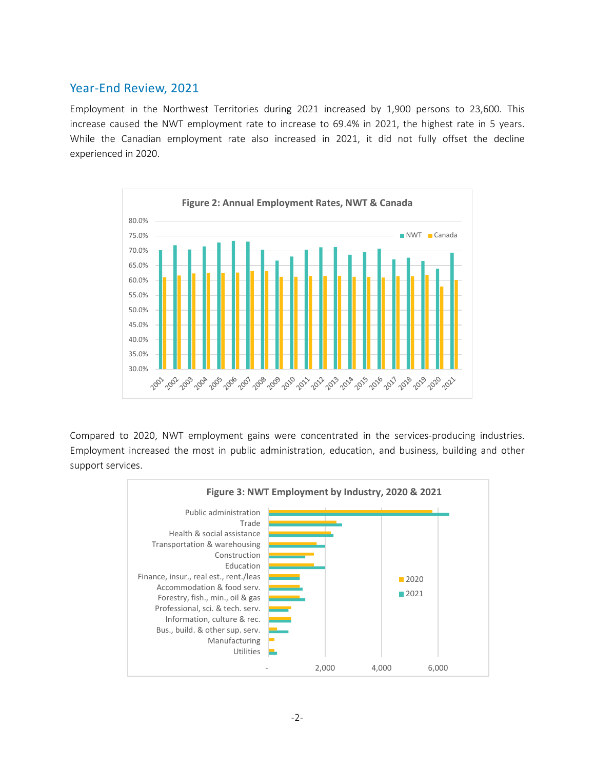## Year-End Review, 2021

Employment in the Northwest Territories during 2021 increased by 1,900 persons to 23,600. This increase caused the NWT employment rate to increase to 69.4% in 2021, the highest rate in 5 years. While the Canadian employment rate also increased in 2021, it did not fully offset the decline experienced in 2020.

**Figure 2: Annual Employment Rates, NWT & Canada**

Compared to 2020, NWT employment gains were concentrated in the services-producing industries. Employment increased the most in public administration, education, and business, building and other support services.

**Figure 3: NWT Employment by Industry, 2020 & 2021**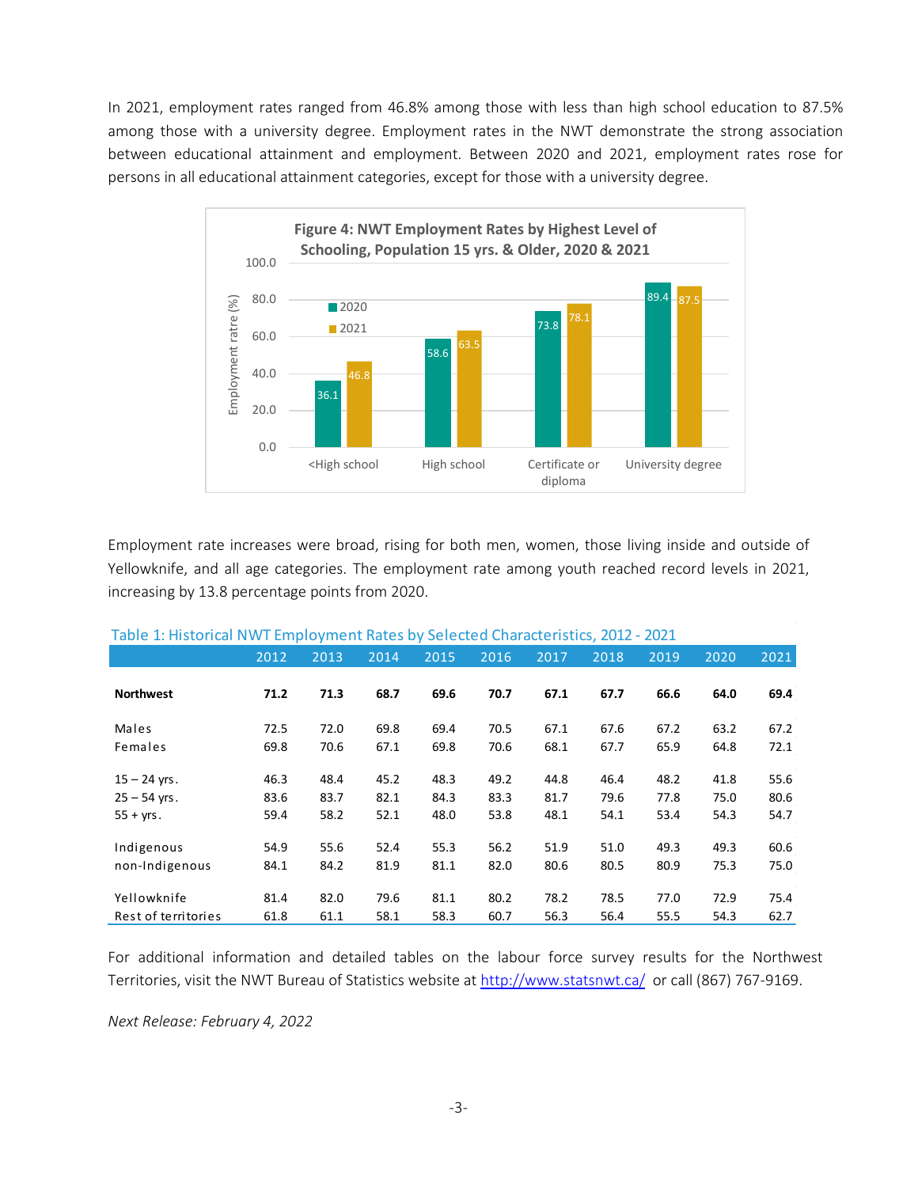In 2021, employment rates ranged from 46.8% among those with less than high school education to 87.5% among those with a university degree. Employment rates in the NWT demonstrate the strong association between educational attainment and employment. Between 2020 and 2021, employment rates rose for persons in all educational attainment categories, except for those with a university degree.

Figure 4: NWT Employment Rates by Highest Level of Schooling, Population 15 yrs. & Older, 2020 & 2021

Employment ratre (%)

100.0
80.0
60.0
40.0
20.0
0.0

2020
2021

<High school: 36.1, 46.8
High school: 58.6, 63.5
Certificate or diploma: 73.8, 78.1
University degree: 89.4, 87.5

Employment rate increases were broad, rising for both men, women, those living inside and outside of Yellowknife, and all age categories. The employment rate among youth reached record levels in 2021, increasing by 13.8 percentage points from 2020.

Table 1: Historical NWT Employment Rates by Selected Characteristics, 2012 - 2021

| | 2012 | 2013 | 2014 | 2015 | 2016 | 2017 | 2018 | 2019 | 2020 | 2021 |
|---|---|---|---|---|---|---|---|---|---|---|
| **Northwest** | **71.2** | **71.3** | **68.7** | **69.6** | **70.7** | **67.1** | **67.7** | **66.6** | **64.0** | **69.4** |
| Males | 72.5 | 72.0 | 69.8 | 69.4 | 70.5 | 67.1 | 67.6 | 67.2 | 63.2 | 67.2 |
| Females | 69.8 | 70.6 | 67.1 | 69.8 | 70.6 | 68.1 | 67.7 | 65.9 | 64.8 | 72.1 |
| 15 – 24 yrs. | 46.3 | 48.4 | 45.2 | 48.3 | 49.2 | 44.8 | 46.4 | 48.2 | 41.8 | 55.6 |
| 25 – 54 yrs. | 83.6 | 83.7 | 82.1 | 84.3 | 83.3 | 81.7 | 79.6 | 77.8 | 75.0 | 80.6 |
| 55 + yrs. | 59.4 | 58.2 | 52.1 | 48.0 | 53.8 | 48.1 | 54.1 | 53.4 | 54.3 | 54.7 |
| Indigenous | 54.9 | 55.6 | 52.4 | 55.3 | 56.2 | 51.9 | 51.0 | 49.3 | 49.3 | 60.6 |
| non-Indigenous | 84.1 | 84.2 | 81.9 | 81.1 | 82.0 | 80.6 | 80.5 | 80.9 | 75.3 | 75.0 |
| Yellowknife | 81.4 | 82.0 | 79.6 | 81.1 | 80.2 | 78.2 | 78.5 | 77.0 | 72.9 | 75.4 |
| Rest of territories | 61.8 | 61.1 | 58.1 | 58.3 | 60.7 | 56.3 | 56.4 | 55.5 | 54.3 | 62.7 |

For additional information and detailed tables on the labour force survey results for the Northwest Territories, visit the NWT Bureau of Statistics website at http://www.statsnwt.ca/ or call (867) 767-9169.

*Next Release: February 4, 2022*